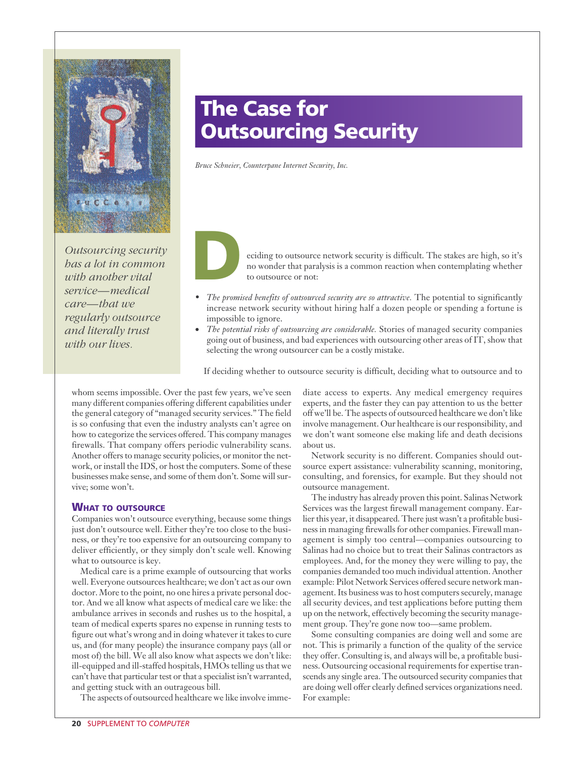# The Case for Outsourcing Security

*Bruce Schneier, Counterpane Internet Security, Inc.*

*Outsourcing security has a lot in common with another vital service—medical care—that we regularly outsource and literally trust with our lives.*

Deciding to outsource network security is difficult. The stakes are high, so it's no wonder that paralysis is a common reaction when contemplating whether to outsource or not:

- *The promised benefits of outsourced security are so attractive.* The potential to significantly increase network security without hiring half a dozen people or spending a fortune is impossible to ignore.
- *The potential risks of outsourcing are considerable.* Stories of managed security companies going out of business, and bad experiences with outsourcing other areas of IT, show that selecting the wrong outsourcer can be a costly mistake.

If deciding whether to outsource security is difficult, deciding what to outsource and to whom seems impossible. Over the past few years, we've seen many different companies offering different capabilities under the general category of "managed security services." The field is so confusing that even the industry analysts can't agree on how to categorize the services offered. This company manages firewalls. That company offers periodic vulnerability scans. Another offers to manage security policies, or monitor the network, or install the IDS, or host the computers. Some of these businesses make sense, and some of them don't. Some will survive; some won't.

## What to outsource

Companies won't outsource everything, because some things just don't outsource well. Either they're too close to the business, or they're too expensive for an outsourcing company to deliver efficiently, or they simply don't scale well. Knowing what to outsource is key.

Medical care is a prime example of outsourcing that works well. Everyone outsources healthcare; we don't act as our own doctor. More to the point, no one hires a private personal doctor. And we all know what aspects of medical care we like: the ambulance arrives in seconds and rushes us to the hospital, a team of medical experts spares no expense in running tests to figure out what's wrong and in doing whatever it takes to cure us, and (for many people) the insurance company pays (all or most of) the bill. We all also know what aspects we don't like: ill-equipped and ill-staffed hospitals, HMOs telling us that we can't have that particular test or that a specialist isn't warranted, and getting stuck with an outrageous bill.

The aspects of outsourced healthcare we like involve immediate access to experts. Any medical emergency requires experts, and the faster they can pay attention to us the better off we'll be. The aspects of outsourced healthcare we don't like involve management. Our healthcare is our responsibility, and we don't want someone else making life and death decisions about us.

Network security is no different. Companies should outsource expert assistance: vulnerability scanning, monitoring, consulting, and forensics, for example. But they should not outsource management.

The industry has already proven this point. Salinas Network Services was the largest firewall management company. Earlier this year, it disappeared. There just wasn't a profitable business in managing firewalls for other companies. Firewall management is simply too central—companies outsourcing to Salinas had no choice but to treat their Salinas contractors as employees. And, for the money they were willing to pay, the companies demanded too much individual attention. Another example: Pilot Network Services offered secure network management. Its business was to host computers securely, manage all security devices, and test applications before putting them up on the network, effectively becoming the security management group. They're gone now too—same problem.

Some consulting companies are doing well and some are not. This is primarily a function of the quality of the service they offer. Consulting is, and always will be, a profitable business. Outsourcing occasional requirements for expertise transcends any single area. The outsourced security companies that are doing well offer clearly defined services organizations need. For example: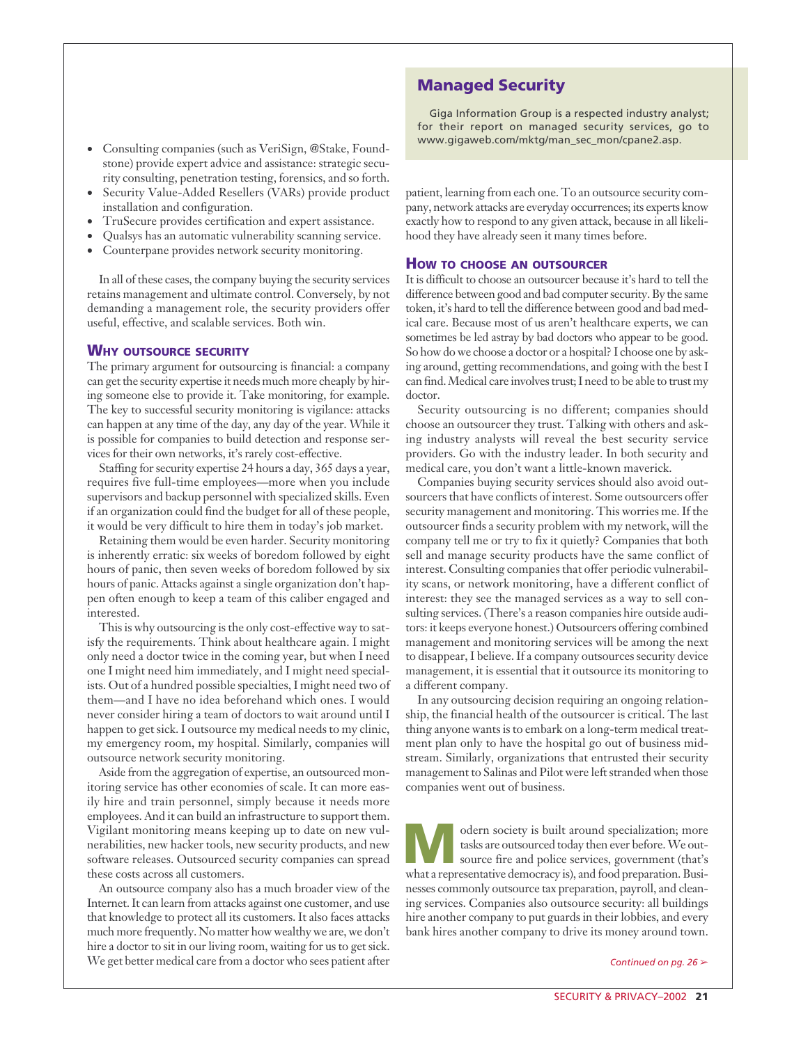- Consulting companies (such as VeriSign, @Stake, Foundstone) provide expert advice and assistance: strategic security consulting, penetration testing, forensics, and so forth.
- Security Value-Added Resellers (VARs) provide product installation and configuration.
- TruSecure provides certification and expert assistance.
- Qualsys has an automatic vulnerability scanning service.
- Counterpane provides network security monitoring.

In all of these cases, the company buying the security services retains management and ultimate control. Conversely, by not demanding a management role, the security providers offer useful, effective, and scalable services. Both win.

### Why outsource security

The primary argument for outsourcing is financial: a company can get the security expertise it needs much more cheaply by hiring someone else to provide it. Take monitoring, for example. The key to successful security monitoring is vigilance: attacks can happen at any time of the day, any day of the year. While it is possible for companies to build detection and response services for their own networks, it's rarely cost-effective.

Staffing for security expertise 24 hours a day, 365 days a year, requires five full-time employees—more when you include supervisors and backup personnel with specialized skills. Even if an organization could find the budget for all of these people, it would be very difficult to hire them in today's job market.

Retaining them would be even harder. Security monitoring is inherently erratic: six weeks of boredom followed by eight hours of panic, then seven weeks of boredom followed by six hours of panic. Attacks against a single organization don't happen often enough to keep a team of this caliber engaged and interested.

This is why outsourcing is the only cost-effective way to satisfy the requirements. Think about healthcare again. I might only need a doctor twice in the coming year, but when I need one I might need him immediately, and I might need specialists. Out of a hundred possible specialties, I might need two of them—and I have no idea beforehand which ones. I would never consider hiring a team of doctors to wait around until I happen to get sick. I outsource my medical needs to my clinic, my emergency room, my hospital. Similarly, companies will outsource network security monitoring.

Aside from the aggregation of expertise, an outsourced monitoring service has other economies of scale. It can more easily hire and train personnel, simply because it needs more employees. And it can build an infrastructure to support them. Vigilant monitoring means keeping up to date on new vulnerabilities, new hacker tools, new security products, and new software releases. Outsourced security companies can spread these costs across all customers.

An outsource company also has a much broader view of the Internet. It can learn from attacks against one customer, and use that knowledge to protect all its customers. It also faces attacks much more frequently. No matter how wealthy we are, we don't hire a doctor to sit in our living room, waiting for us to get sick. We get better medical care from a doctor who sees patient after patient, learning from each one. To an outsource security company, network attacks are everyday occurrences; its experts know exactly how to respond to any given attack, because in all likelihood they have already seen it many times before.

### How to choose an outsourcer

It is difficult to choose an outsourcer because it's hard to tell the difference between good and bad computer security. By the same token, it's hard to tell the difference between good and bad medical care. Because most of us aren't healthcare experts, we can sometimes be led astray by bad doctors who appear to be good. So how do we choose a doctor or a hospital? I choose one by asking around, getting recommendations, and going with the best I can find. Medical care involves trust; I need to be able to trust my doctor.

Security outsourcing is no different; companies should choose an outsourcer they trust. Talking with others and asking industry analysts will reveal the best security service providers. Go with the industry leader. In both security and medical care, you don't want a little-known maverick.

Companies buying security services should also avoid outsourcers that have conflicts of interest. Some outsourcers offer security management and monitoring. This worries me. If the outsourcer finds a security problem with my network, will the company tell me or try to fix it quietly? Companies that both sell and manage security products have the same conflict of interest. Consulting companies that offer periodic vulnerability scans, or network monitoring, have a different conflict of interest: they see the managed services as a way to sell consulting services. (There's a reason companies hire outside auditors: it keeps everyone honest.) Outsourcers offering combined management and monitoring services will be among the next to disappear, I believe. If a company outsources security device management, it is essential that it outsource its monitoring to a different company.

In any outsourcing decision requiring an ongoing relationship, the financial health of the outsourcer is critical. The last thing anyone wants is to embark on a long-term medical treatment plan only to have the hospital go out of business midstream. Similarly, organizations that entrusted their security management to Salinas and Pilot were left stranded when those companies went out of business.

> **Managed Security**
>
> Giga Information Group is a respected industry analyst; for their report on managed security services, go to www.gigaweb.com/mktg/man_sec_mon/cpane2.asp.

Modern society is built around specialization; more tasks are outsourced today then ever before. We outsource fire and police services, government (that's what a representative democracy is), and food preparation. Businesses commonly outsource tax preparation, payroll, and cleaning services. Companies also outsource security: all buildings hire another company to put guards in their lobbies, and every bank hires another company to drive its money around town.

*Continued on pg. 26*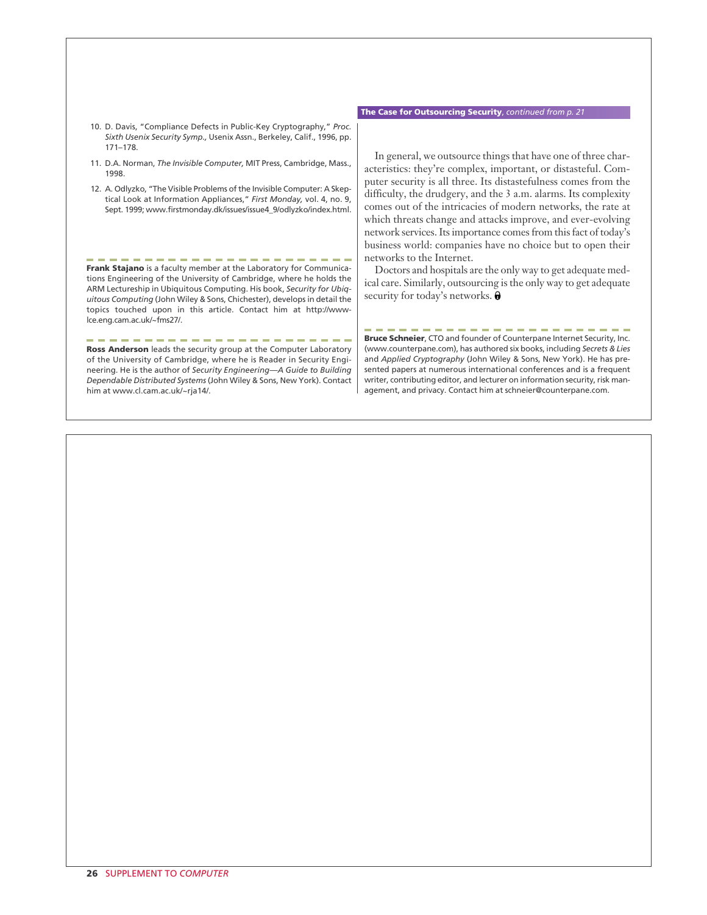10. D. Davis, "Compliance Defects in Public-Key Cryptography," *Proc. Sixth Usenix Security Symp.,* Usenix Assn., Berkeley, Calif., 1996, pp. 171–178.
11. D.A. Norman, *The Invisible Computer,* MIT Press, Cambridge, Mass., 1998.
12. A. Odlyzko, "The Visible Problems of the Invisible Computer: A Skeptical Look at Information Appliances," *First Monday,* vol. 4, no. 9, Sept. 1999; www.firstmonday.dk/issues/issue4_9/odlyzko/index.html.

---

**Frank Stajano** is a faculty member at the Laboratory for Communications Engineering of the University of Cambridge, where he holds the ARM Lectureship in Ubiquitous Computing. His book, *Security for Ubiquitous Computing* (John Wiley & Sons, Chichester), develops in detail the topics touched upon in this article. Contact him at http://www-lce.eng.cam.ac.uk/~fms27/.

---

**Ross Anderson** leads the security group at the Computer Laboratory of the University of Cambridge, where he is Reader in Security Engineering. He is the author of *Security Engineering—A Guide to Building Dependable Distributed Systems* (John Wiley & Sons, New York). Contact him at www.cl.cam.ac.uk/~rja14/.

**The Case for Outsourcing Security**, *continued from p. 21*

In general, we outsource things that have one of three characteristics: they're complex, important, or distasteful. Computer security is all three. Its distastefulness comes from the difficulty, the drudgery, and the 3 a.m. alarms. Its complexity comes out of the intricacies of modern networks, the rate at which threats change and attacks improve, and ever-evolving network services. Its importance comes from this fact of today's business world: companies have no choice but to open their networks to the Internet.

Doctors and hospitals are the only way to get adequate medical care. Similarly, outsourcing is the only way to get adequate security for today's networks.

---

**Bruce Schneier**, CTO and founder of Counterpane Internet Security, Inc. (www.counterpane.com), has authored six books, including *Secrets & Lies* and *Applied Cryptography* (John Wiley & Sons, New York). He has presented papers at numerous international conferences and is a frequent writer, contributing editor, and lecturer on information security, risk management, and privacy. Contact him at schneier@counterpane.com.